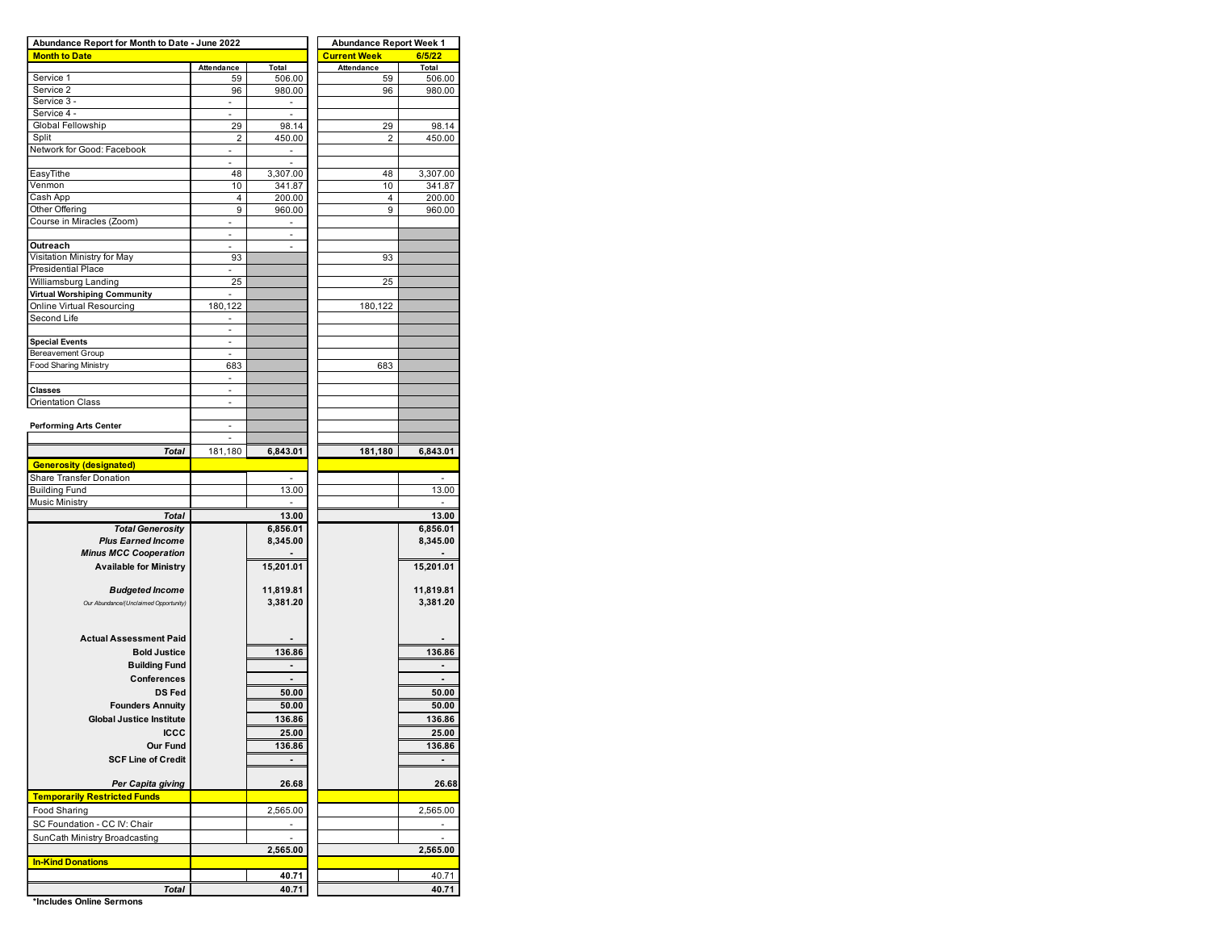| Abundance Report for Month to Date - June 2022 | | | Abundance Report Week 1 | |
|---|---|---|---|---|
| **Month to Date** | | | **Current Week** | **6/5/22** |
| | Attendance | Total | Attendance | Total |
| Service 1 | 59 | 506.00 | 59 | 506.00 |
| Service 2 | 96 | 980.00 | 96 | 980.00 |
| Service 3 - | - | - | | |
| Service 4 - | - | - | | |
| Global Fellowship | 29 | 98.14 | 29 | 98.14 |
| Split | 2 | 450.00 | 2 | 450.00 |
| Network for Good: Facebook | - | - | | |
| | - | - | | |
| EasyTithe | 48 | 3,307.00 | 48 | 3,307.00 |
| Venmon | 10 | 341.87 | 10 | 341.87 |
| Cash App | 4 | 200.00 | 4 | 200.00 |
| Other Offering | 9 | 960.00 | 9 | 960.00 |
| Course in Miracles (Zoom) | - | - | | |
| | - | - | | |
| **Outreach** | - | - | | |
| Visitation Ministry for May | 93 | | 93 | |
| Presidential Place | - | | | |
| Williamsburg Landing | 25 | | 25 | |
| **Virtual Worshiping Community** | - | | | |
| Online Virtual Resourcing | 180,122 | | 180,122 | |
| Second Life | - | | | |
| | - | | | |
| **Special Events** | - | | | |
| Bereavement Group | - | | | |
| Food Sharing Ministry | 683 | | 683 | |
| | - | | | |
| **Classes** | - | | | |
| Orientation Class | - | | | |
| | | | | |
| **Performing Arts Center** | - | | | |
| | - | | | |
| ***Total*** | 181,180 | **6,843.01** | **181,180** | **6,843.01** |
| **Generosity (designated)** | | | | |
| Share Transfer Donation | | - | | - |
| Building Fund | | 13.00 | | 13.00 |
| Music Ministry | | - | | - |
| ***Total*** | | **13.00** | | **13.00** |
| ***Total Generosity*** | | **6,856.01** | | **6,856.01** |
| ***Plus Earned Income*** | | **8,345.00** | | **8,345.00** |
| ***Minus MCC Cooperation*** | | **-** | | **-** |
| **Available for Ministry** | | **15,201.01** | | **15,201.01** |
| ***Budgeted Income*** | | **11,819.81** | | **11,819.81** |
| *Our Abundance/(Unclaimed Opportunity)* | | **3,381.20** | | **3,381.20** |
| **Actual Assessment Paid** | | **-** | | **-** |
| **Bold Justice** | | **136.86** | | **136.86** |
| **Building Fund** | | **-** | | **-** |
| **Conferences** | | **-** | | **-** |
| **DS Fed** | | **50.00** | | **50.00** |
| **Founders Annuity** | | **50.00** | | **50.00** |
| **Global Justice Institute** | | **136.86** | | **136.86** |
| **ICCC** | | **25.00** | | **25.00** |
| **Our Fund** | | **136.86** | | **136.86** |
| **SCF Line of Credit** | | **-** | | **-** |
| ***Per Capita giving*** | | **26.68** | | **26.68** |
| **Temporarily Restricted Funds** | | | | |
| Food Sharing | | 2,565.00 | | 2,565.00 |
| SC Foundation - CC IV: Chair | | - | | - |
| SunCath Ministry Broadcasting | | - | | - |
| | | **2,565.00** | | **2,565.00** |
| **In-Kind Donations** | | | | |
| | | 40.71 | | 40.71 |
| ***Total*** | | **40.71** | | **40.71** |

**\*Includes Online Sermons**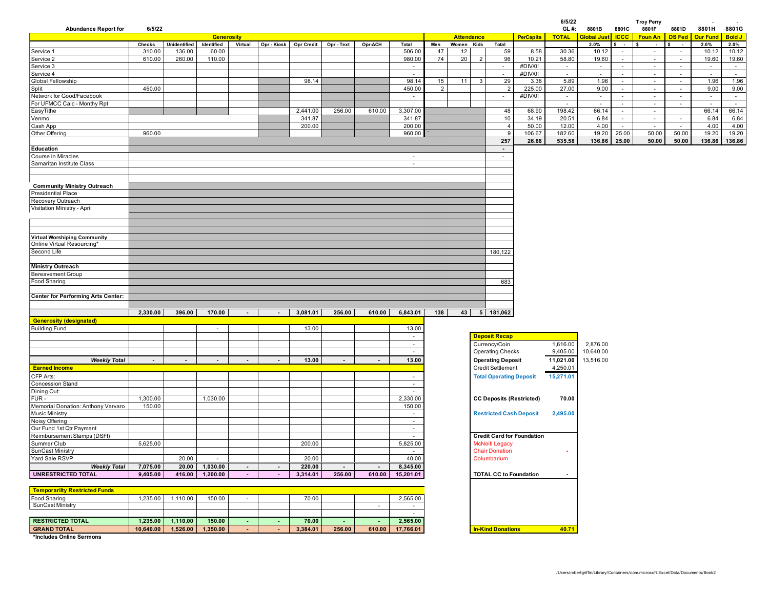| Abundance Report for | 6/5/22 | | | | | | | | | | | | | | | 6/5/22 GL #: | 8801B | 8801C | Troy Perry 8801F | 8801D | - 8801H | - 8801G |
|---|---|---|---|---|---|---|---|---|---|---|---|---|---|---|---|---|---|---|---|---|---|---|
| | Generosity | | | | | | | | | Attendance | | | | PerCapita | TOTAL | Global Just | ICCC | Foun An | DS Fed | Our Fund | Bold J |
| | Checks | Unidentified | Identified | Virtual | Opr - Kiosk | Opr Credit | Opr - Text | Opr-ACH | Total | Men | Women | Kids | Total | | | 2.0% | $ - | $ - | $ - | 2.0% | 2.0% |
| Service 1 | 310.00 | 136.00 | 60.00 | | | | | | 506.00 | 47 | 12 | | 59 | 8.58 | 30.36 | 10.12 | - | - | - | 10.12 | 10.12 |
| Service 2 | 610.00 | 260.00 | 110.00 | | | | | | 980.00 | 74 | 20 | 2 | 96 | 10.21 | 58.80 | 19.60 | - | - | - | 19.60 | 19.60 |
| Service 3 | | | | | | | | | - | | | | - | #DIV/0! | - | - | - | - | - | - | - |
| Service 4 | | | | | | | | | - | | | | - | #DIV/0! | - | - | - | - | - | - | - |
| Global Fellowship | | | | | | 98.14 | | | 98.14 | 15 | 11 | 3 | 29 | 3.38 | 5.89 | 1.96 | - | - | - | 1.96 | 1.96 |
| Split | 450.00 | | | | | | | | 450.00 | 2 | | | 2 | 225.00 | 27.00 | 9.00 | - | - | - | 9.00 | 9.00 |
| Network for Good/Facebook | | | | | | | | | - | | | | - | #DIV/0! | - | - | - | - | - | - | - |
| For UFMCC Calc - Monthy Rpt | | | | | | | | | | | | | | | - | - | - | - | - | - | - |
| EasyTithe | | | | | | 2,441.00 | 256.00 | 610.00 | 3,307.00 | | | | 48 | 68.90 | 198.42 | 66.14 | - | - | | 66.14 | 66.14 |
| Venmo | | | | | | 341.87 | | | 341.87 | | | | 10 | 34.19 | 20.51 | 6.84 | - | - | - | 6.84 | 6.84 |
| Cash App | | | | | | 200.00 | | | 200.00 | | | | 4 | 50.00 | 12.00 | 4.00 | - | - | - | 4.00 | 4.00 |
| Other Offering | 960.00 | | | | | | | | 960.00 | | | | 9 | 106.67 | 182.60 | 19.20 | 25.00 | 50.00 | 50.00 | 19.20 | 19.20 |
| | | | | | | | | | | | | | 257 | 26.68 | 535.58 | 136.86 | 25.00 | 50.00 | 50.00 | 136.86 | 136.86 |
| **Education** | | | | | | | | | | | | | - | | | | | | | | |
| Course in Miracles | | | | | | | | | - | | | | - | | | | | | | | |
| Samaritan Institute Class | | | | | | | | | - | | | | | | | | | | | | |
| **Community Ministry Outreach** | | | | | | | | | | | | | | | | | | | | | |
| Presidential Place | | | | | | | | | | | | | | | | | | | | | |
| Recovery Outreach | | | | | | | | | | | | | | | | | | | | | |
| Visitation Ministry - April | | | | | | | | | | | | | | | | | | | | | |
| **Virtual Worshiping Community** | | | | | | | | | | | | | | | | | | | | | |
| Online Virtual Resourcing* | | | | | | | | | | | | | | | | | | | | | |
| Second Life | | | | | | | | | | | | | 180,122 | | | | | | | | |
| **Ministry Outreach** | | | | | | | | | | | | | | | | | | | | | |
| Bereavement Group | | | | | | | | | | | | | | | | | | | | | |
| Food Sharing | | | | | | | | | | | | | 683 | | | | | | | | |
| **Center for Performing Arts Center:** | | | | | | | | | | | | | | | | | | | | | |
| | **2,330.00** | **396.00** | **170.00** | **-** | **-** | **3,081.01** | **256.00** | **610.00** | **6,843.01** | **138** | **43** | **5** | **181,062** | | | | | | | | |

| Generosity (designated) | | | | | | | | | |
|---|---|---|---|---|---|---|---|---|---|
| Building Fund | | | - | | | 13.00 | | | 13.00 |
| | | | | | | | | | - |
| | | | | | | | | | - |
| | | | | | | | | | - |
| ***Weekly Total*** | - | - | - | - | - | 13.00 | - | - | 13.00 |
| **Earned Income** | | | | | | | | | |
| CFP Arts: | | | | | | | | | - |
| Concession Stand | | | | | | | | | - |
| Dining Out: | | | | | | | | | - |
| FUR - | 1,300.00 | | 1,030.00 | | | | | | 2,330.00 |
| Memorial Donation: Anthony Varvaro | 150.00 | | | | | | | | 150.00 |
| Music Ministry | | | | | | | | | - |
| Noisy Offering | | | | | | | | | - |
| Our Fund 1st Qtr Payment | | | | | | | | | - |
| Reimbursement Stamps (DSFI) | | | | | | | | | - |
| Summer Club | 5,625.00 | | | | | 200.00 | | | 5,825.00 |
| SunCast Ministry | | | | | | | | | - |
| Yard Sale RSVP | | 20.00 | - | | | 20.00 | | | 40.00 |
| ***Weekly Total*** | **7,075.00** | **20.00** | **1,030.00** | **-** | **-** | **220.00** | **-** | **-** | **8,345.00** |
| **UNRESTRICTED TOTAL** | **9,405.00** | **416.00** | **1,200.00** | **-** | **-** | **3,314.01** | **256.00** | **610.00** | **15,201.01** |
| **Temporarilty Restricted Funds** | | | | | | | | | |
| Food Sharing | 1,235.00 | 1,110.00 | 150.00 | - | | 70.00 | | | 2,565.00 |
| SunCast Ministry | | | | | | | | - | - |
| | | | | | | | | | - |
| **RESTRICTED TOTAL** | **1,235.00** | **1,110.00** | **150.00** | **-** | **-** | **70.00** | **-** | **-** | **2,565.00** |
| **GRAND TOTAL** | **10,640.00** | **1,526.00** | **1,350.00** | **-** | **-** | **3,384.01** | **256.00** | **610.00** | **17,766.01** |

*Includes Online Sermons

| Deposit Recap | | |
|---|---|---|
| Currency/Coin | 1,616.00 | 2,876.00 |
| Operating Checks | 9,405.00 | 10,640.00 |
| **Operating Deposit** | **11,021.00** | 13,516.00 |
| Credit Settlement | 4,250.01 | |
| **Total Operating Deposit** | **15,271.01** | |
| **CC Deposits (Restricted)** | **70.00** | |
| **Restricted Cash Deposit** | **2,495.00** | |
| **Credit Card for Foundation** | | |
| McNeill Legacy | | |
| Chair Donation | - | |
| Columbarium | | |
| **TOTAL CC to Foundation** | **-** | |
| **In-Kind Donations** | **40.71** | |